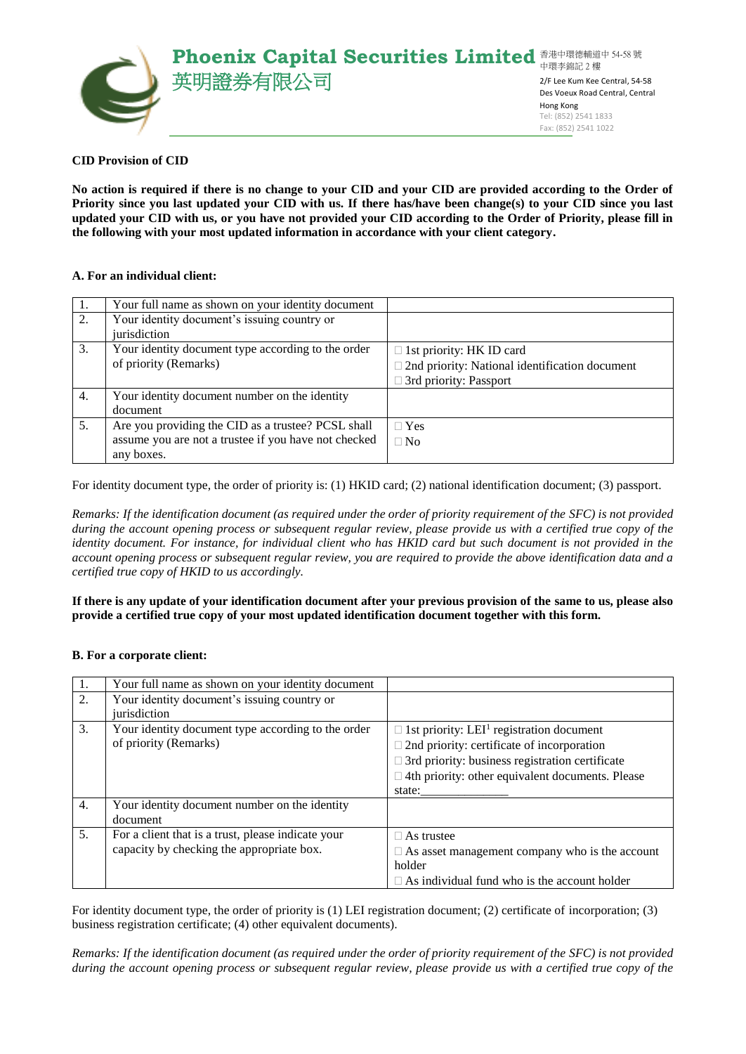# Phoenix Capital Securities Limited
# 英明證券有限公司

香港中環德輔道中 54-58 號
中環李錦記 2 樓

2/F Lee Kum Kee Central, 54-58
Des Voeux Road Central, Central
Hong Kong
Tel: (852) 2541 1833
Fax: (852) 2541 1022

**CID Provision of CID**

**No action is required if there is no change to your CID and your CID are provided according to the Order of Priority since you last updated your CID with us. If there has/have been change(s) to your CID since you last updated your CID with us, or you have not provided your CID according to the Order of Priority, please fill in the following with your most updated information in accordance with your client category.**

**A. For an individual client:**

| | | |
|---|---|---|
| 1. | Your full name as shown on your identity document | |
| 2. | Your identity document's issuing country or jurisdiction | |
| 3. | Your identity document type according to the order of priority (Remarks) | □ 1st priority: HK ID card<br>□ 2nd priority: National identification document<br>□ 3rd priority: Passport |
| 4. | Your identity document number on the identity document | |
| 5. | Are you providing the CID as a trustee? PCSL shall assume you are not a trustee if you have not checked any boxes. | □ Yes<br>□ No |

For identity document type, the order of priority is: (1) HKID card; (2) national identification document; (3) passport.

*Remarks: If the identification document (as required under the order of priority requirement of the SFC) is not provided during the account opening process or subsequent regular review, please provide us with a certified true copy of the identity document. For instance, for individual client who has HKID card but such document is not provided in the account opening process or subsequent regular review, you are required to provide the above identification data and a certified true copy of HKID to us accordingly.*

**If there is any update of your identification document after your previous provision of the same to us, please also provide a certified true copy of your most updated identification document together with this form.**

**B. For a corporate client:**

| | | |
|---|---|---|
| 1. | Your full name as shown on your identity document | |
| 2. | Your identity document's issuing country or jurisdiction | |
| 3. | Your identity document type according to the order of priority (Remarks) | □ 1st priority: LEI[1] registration document<br>□ 2nd priority: certificate of incorporation<br>□ 3rd priority: business registration certificate<br>□ 4th priority: other equivalent documents. Please state:______________ |
| 4. | Your identity document number on the identity document | |
| 5. | For a client that is a trust, please indicate your capacity by checking the appropriate box. | □ As trustee<br>□ As asset management company who is the account holder<br>□ As individual fund who is the account holder |

For identity document type, the order of priority is (1) LEI registration document; (2) certificate of incorporation; (3) business registration certificate; (4) other equivalent documents).

*Remarks: If the identification document (as required under the order of priority requirement of the SFC) is not provided during the account opening process or subsequent regular review, please provide us with a certified true copy of the*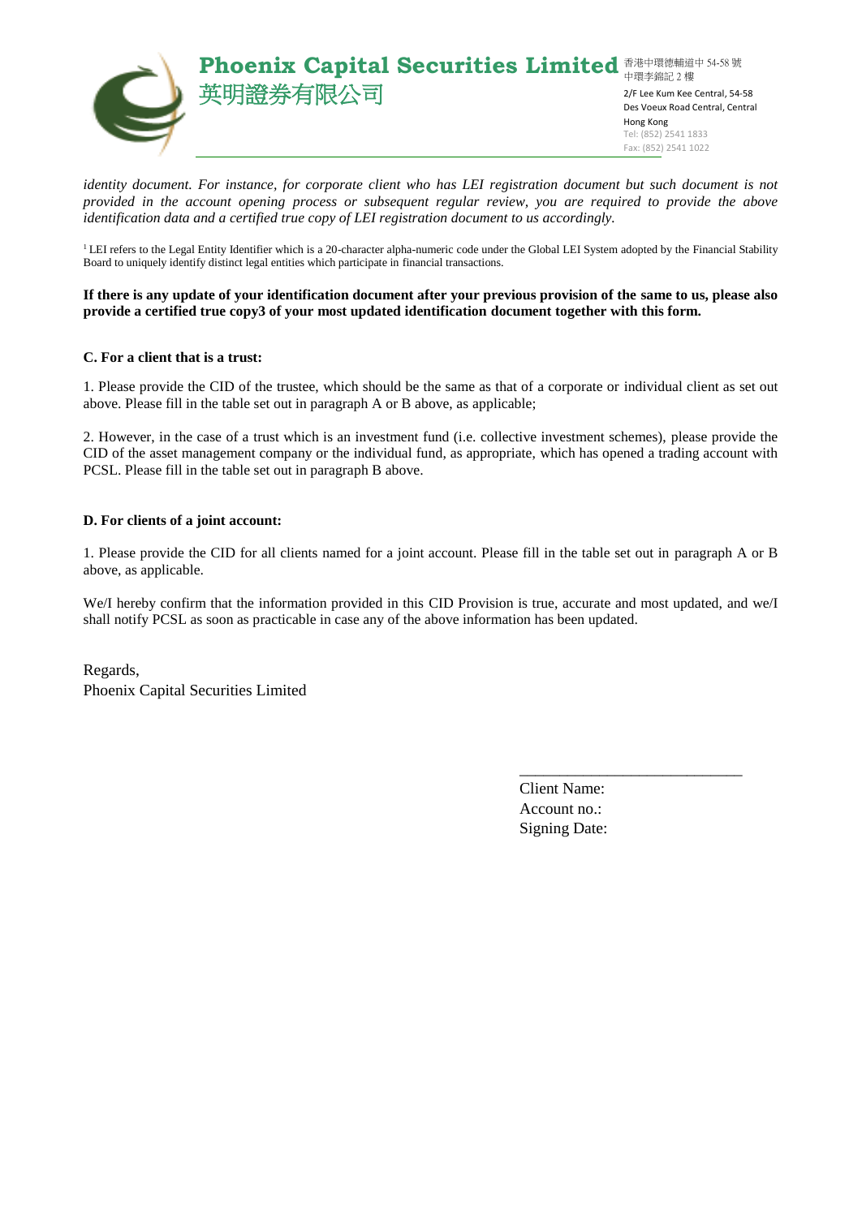*identity document. For instance, for corporate client who has LEI registration document but such document is not provided in the account opening process or subsequent regular review, you are required to provide the above identification data and a certified true copy of LEI registration document to us accordingly.*

[1] LEI refers to the Legal Entity Identifier which is a 20-character alpha-numeric code under the Global LEI System adopted by the Financial Stability Board to uniquely identify distinct legal entities which participate in financial transactions.

**If there is any update of your identification document after your previous provision of the same to us, please also provide a certified true copy3 of your most updated identification document together with this form.**

**C. For a client that is a trust:**

1. Please provide the CID of the trustee, which should be the same as that of a corporate or individual client as set out above. Please fill in the table set out in paragraph A or B above, as applicable;

2. However, in the case of a trust which is an investment fund (i.e. collective investment schemes), please provide the CID of the asset management company or the individual fund, as appropriate, which has opened a trading account with PCSL. Please fill in the table set out in paragraph B above.

**D. For clients of a joint account:**

1. Please provide the CID for all clients named for a joint account. Please fill in the table set out in paragraph A or B above, as applicable.

We/I hereby confirm that the information provided in this CID Provision is true, accurate and most updated, and we/I shall notify PCSL as soon as practicable in case any of the above information has been updated.

Regards,
Phoenix Capital Securities Limited

\_\_\_\_\_\_\_\_\_\_\_\_\_\_\_\_\_\_\_\_\_\_\_\_\_\_\_\_\_\_

Client Name:
Account no.:
Signing Date: